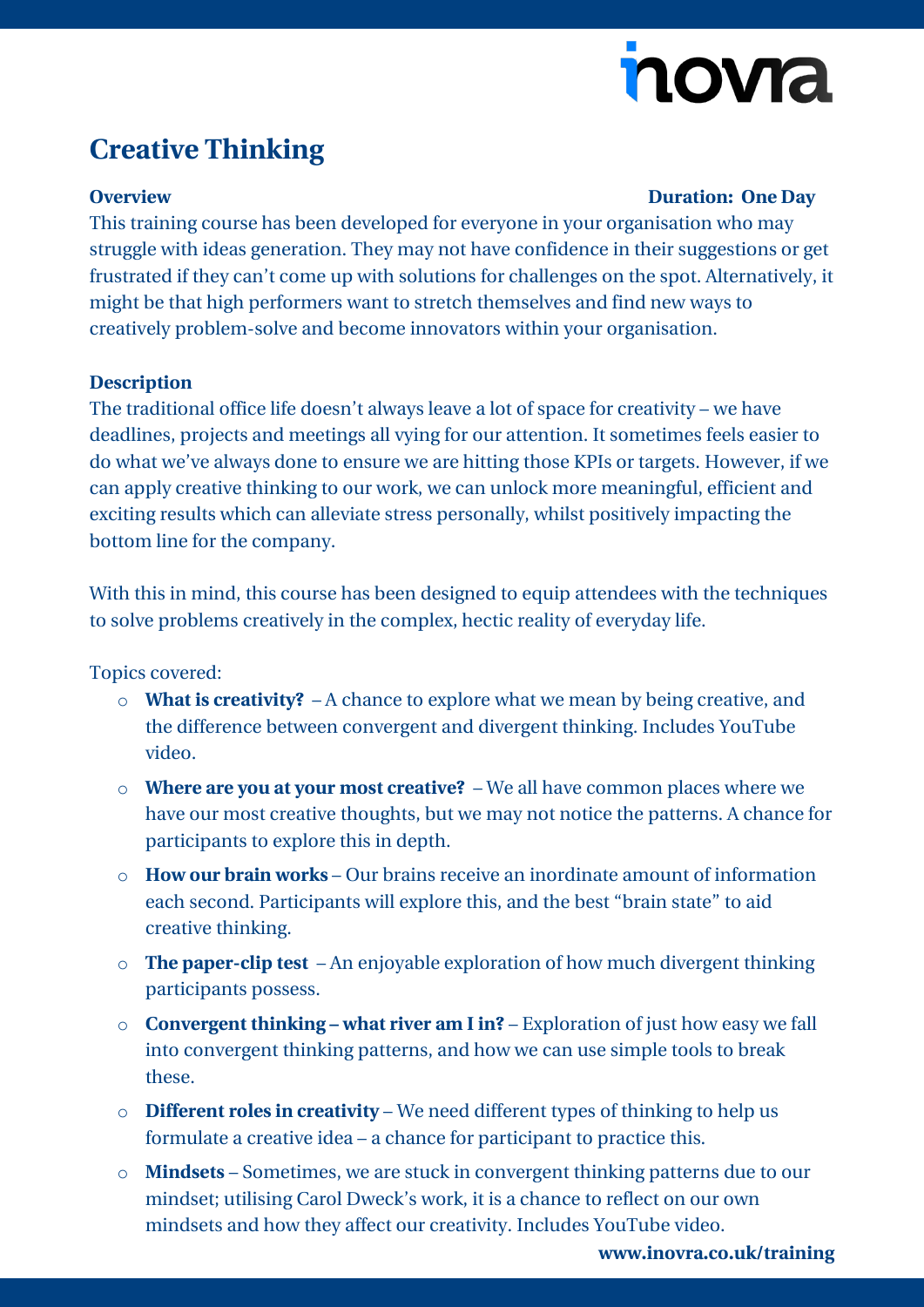# Creative Thinking

**Overview** **Duration: One Day**

This training course has been developed for everyone in your organisation who may struggle with ideas generation. They may not have confidence in their suggestions or get frustrated if they can't come up with solutions for challenges on the spot. Alternatively, it might be that high performers want to stretch themselves and find new ways to creatively problem-solve and become innovators within your organisation.

**Description**

The traditional office life doesn't always leave a lot of space for creativity – we have deadlines, projects and meetings all vying for our attention. It sometimes feels easier to do what we've always done to ensure we are hitting those KPIs or targets. However, if we can apply creative thinking to our work, we can unlock more meaningful, efficient and exciting results which can alleviate stress personally, whilst positively impacting the bottom line for the company.

With this in mind, this course has been designed to equip attendees with the techniques to solve problems creatively in the complex, hectic reality of everyday life.

Topics covered:

- **What is creativity?** – A chance to explore what we mean by being creative, and the difference between convergent and divergent thinking. Includes YouTube video.
- **Where are you at your most creative?** – We all have common places where we have our most creative thoughts, but we may not notice the patterns. A chance for participants to explore this in depth.
- **How our brain works** – Our brains receive an inordinate amount of information each second. Participants will explore this, and the best "brain state" to aid creative thinking.
- **The paper-clip test** – An enjoyable exploration of how much divergent thinking participants possess.
- **Convergent thinking – what river am I in?** – Exploration of just how easy we fall into convergent thinking patterns, and how we can use simple tools to break these.
- **Different roles in creativity** – We need different types of thinking to help us formulate a creative idea – a chance for participant to practice this.
- **Mindsets** – Sometimes, we are stuck in convergent thinking patterns due to our mindset; utilising Carol Dweck's work, it is a chance to reflect on our own mindsets and how they affect our creativity. Includes YouTube video.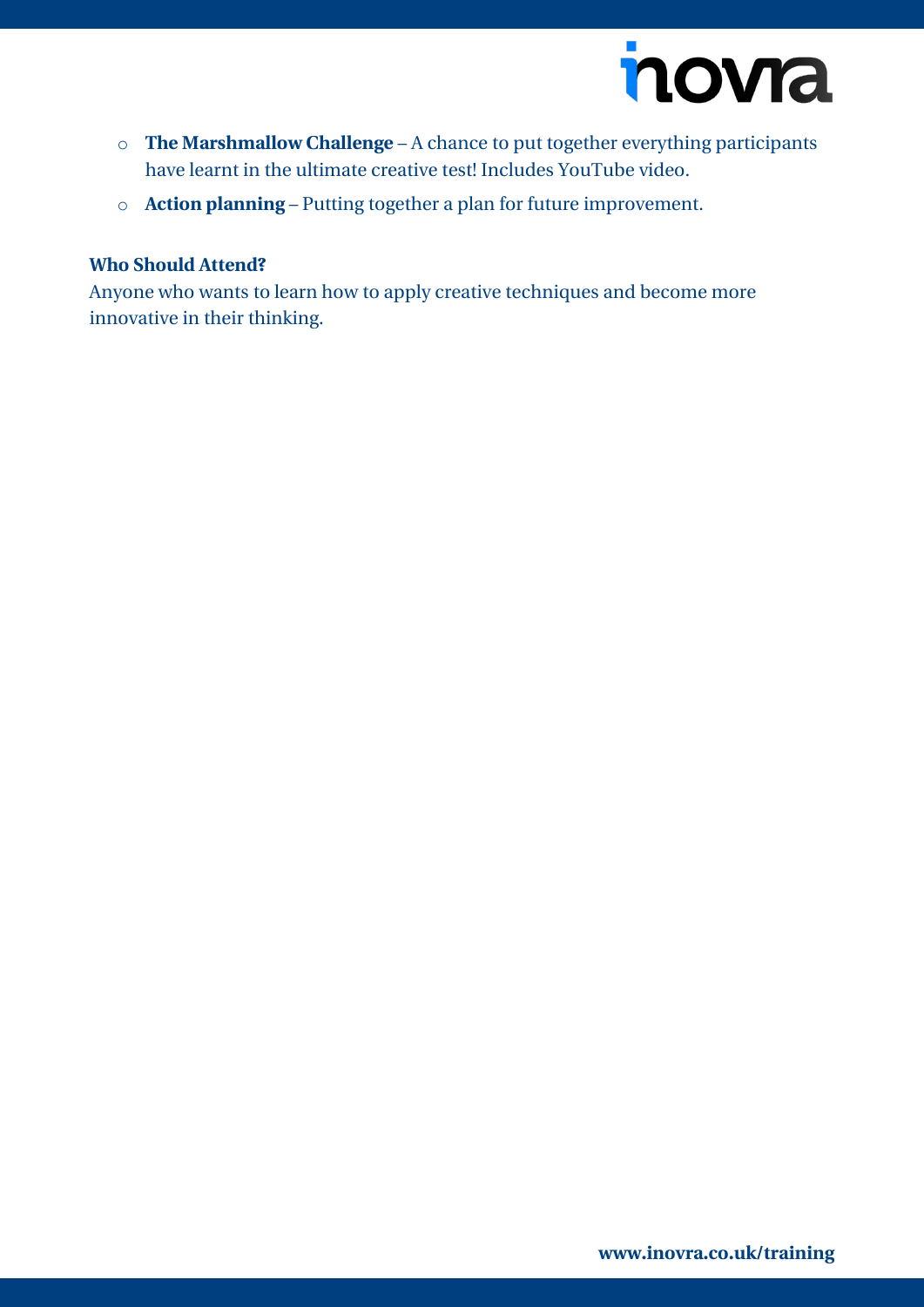- **The Marshmallow Challenge** – A chance to put together everything participants have learnt in the ultimate creative test! Includes YouTube video.
- **Action planning** – Putting together a plan for future improvement.

**Who Should Attend?**

Anyone who wants to learn how to apply creative techniques and become more innovative in their thinking.